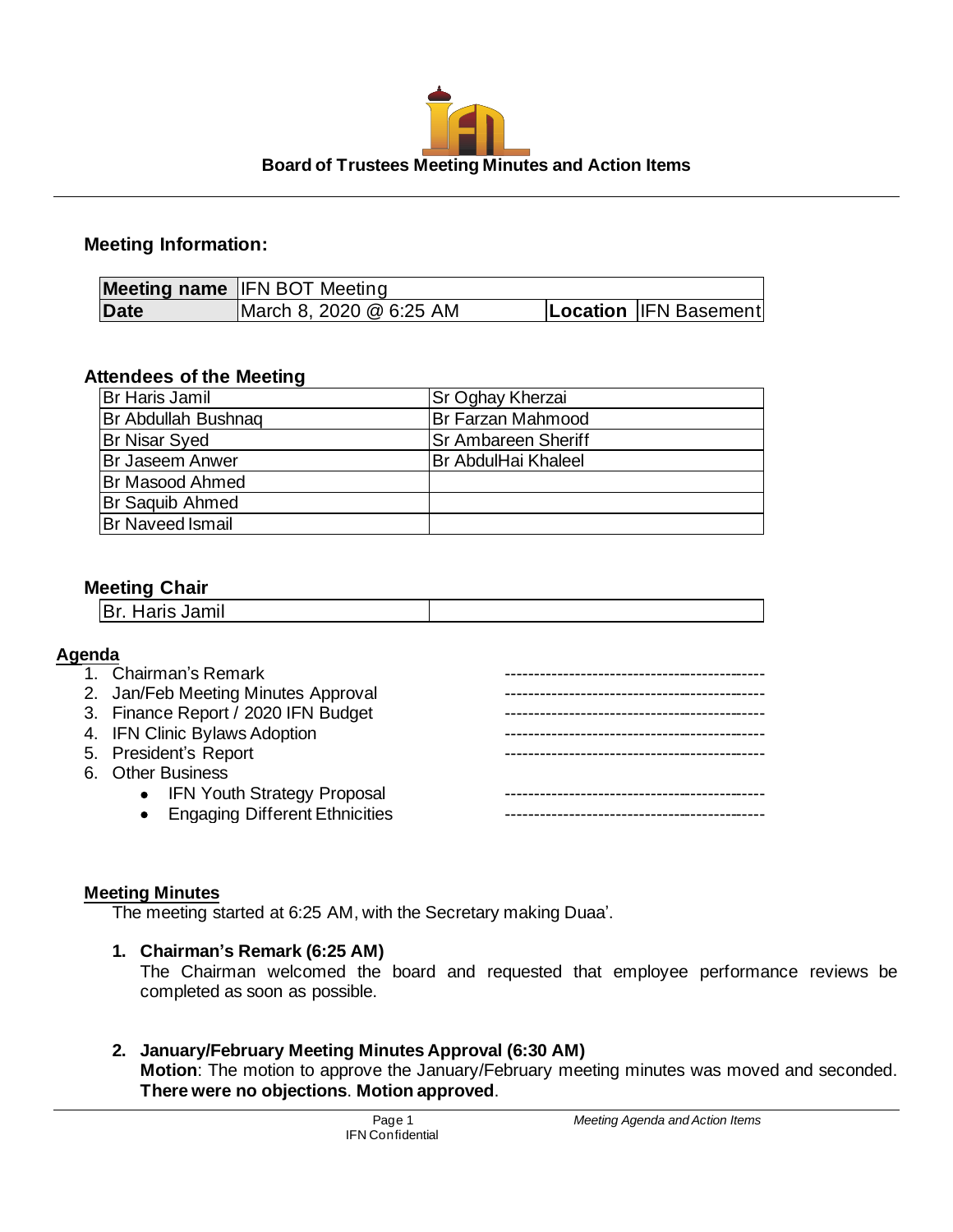# Board of Trustees Meeting Minutes and Action Items

## Meeting Information:

| Meeting name | IFN BOT Meeting | | |
|---|---|---|---|
| Date | March 8, 2020 @ 6:25 AM | Location | IFN Basement |

### Attendees of the Meeting

| | |
|---|---|
| Br Haris Jamil | Sr Oghay Kherzai |
| Br Abdullah Bushnaq | Br Farzan Mahmood |
| Br Nisar Syed | Sr Ambareen Sheriff |
| Br Jaseem Anwer | Br AbdulHai Khaleel |
| Br Masood Ahmed | |
| Br Saquib Ahmed | |
| Br Naveed Ismail | |

### Meeting Chair

| | |
|---|---|
| Br. Haris Jamil | |

### Agenda

1. Chairman's Remark ---------------------------------------------
2. Jan/Feb Meeting Minutes Approval ---------------------------------------------
3. Finance Report / 2020 IFN Budget ---------------------------------------------
4. IFN Clinic Bylaws Adoption ---------------------------------------------
5. President's Report ---------------------------------------------
6. Other Business
   - IFN Youth Strategy Proposal ---------------------------------------------
   - Engaging Different Ethnicities ---------------------------------------------

### Meeting Minutes

The meeting started at 6:25 AM, with the Secretary making Duaa'.

1. **Chairman's Remark (6:25 AM)**

   The Chairman welcomed the board and requested that employee performance reviews be completed as soon as possible.

2. **January/February Meeting Minutes Approval (6:30 AM)**

   **Motion**: The motion to approve the January/February meeting minutes was moved and seconded. **There were no objections**. **Motion approved**.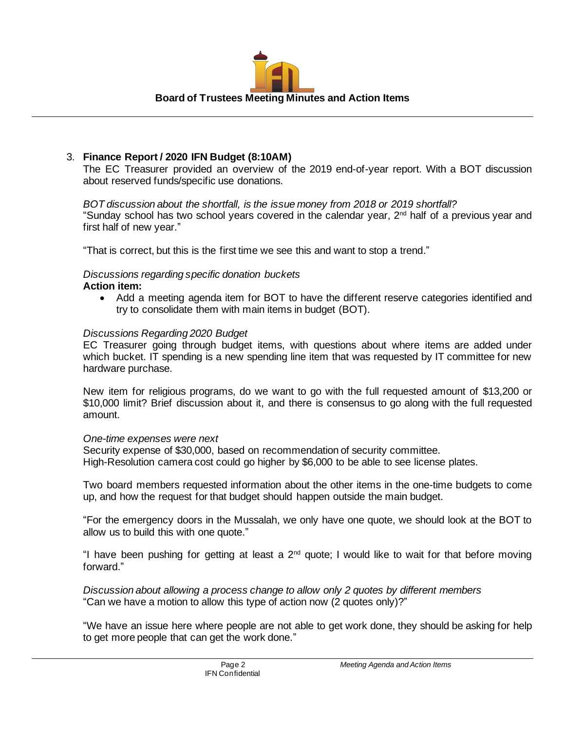3. **Finance Report / 2020 IFN Budget (8:10AM)**

The EC Treasurer provided an overview of the 2019 end-of-year report. With a BOT discussion about reserved funds/specific use donations.

*BOT discussion about the shortfall, is the issue money from 2018 or 2019 shortfall?*
"Sunday school has two school years covered in the calendar year, 2nd half of a previous year and first half of new year."

"That is correct, but this is the first time we see this and want to stop a trend."

*Discussions regarding specific donation buckets*
**Action item:**

- Add a meeting agenda item for BOT to have the different reserve categories identified and try to consolidate them with main items in budget (BOT).

*Discussions Regarding 2020 Budget*
EC Treasurer going through budget items, with questions about where items are added under which bucket. IT spending is a new spending line item that was requested by IT committee for new hardware purchase.

New item for religious programs, do we want to go with the full requested amount of $13,200 or $10,000 limit? Brief discussion about it, and there is consensus to go along with the full requested amount.

*One-time expenses were next*
Security expense of $30,000, based on recommendation of security committee.
High-Resolution camera cost could go higher by $6,000 to be able to see license plates.

Two board members requested information about the other items in the one-time budgets to come up, and how the request for that budget should happen outside the main budget.

"For the emergency doors in the Mussalah, we only have one quote, we should look at the BOT to allow us to build this with one quote."

"I have been pushing for getting at least a 2nd quote; I would like to wait for that before moving forward."

*Discussion about allowing a process change to allow only 2 quotes by different members*
"Can we have a motion to allow this type of action now (2 quotes only)?"

"We have an issue here where people are not able to get work done, they should be asking for help to get more people that can get the work done."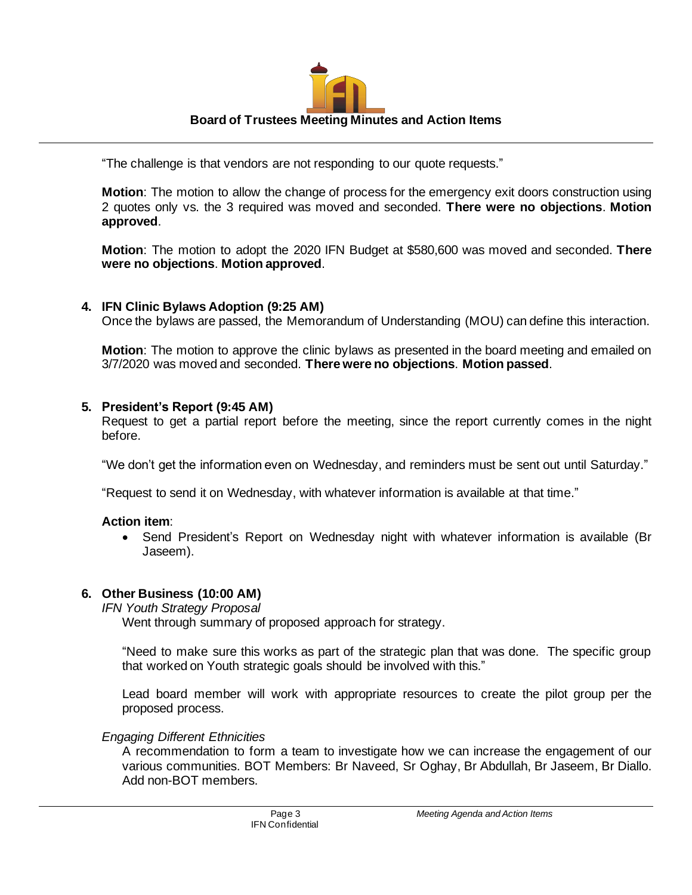"The challenge is that vendors are not responding to our quote requests."

**Motion**: The motion to allow the change of process for the emergency exit doors construction using 2 quotes only vs. the 3 required was moved and seconded. **There were no objections**. **Motion approved**.

**Motion**: The motion to adopt the 2020 IFN Budget at $580,600 was moved and seconded. **There were no objections**. **Motion approved**.

**4. IFN Clinic Bylaws Adoption (9:25 AM)**

Once the bylaws are passed, the Memorandum of Understanding (MOU) can define this interaction.

**Motion**: The motion to approve the clinic bylaws as presented in the board meeting and emailed on 3/7/2020 was moved and seconded. **There were no objections**. **Motion passed**.

**5. President's Report (9:45 AM)**

Request to get a partial report before the meeting, since the report currently comes in the night before.

"We don't get the information even on Wednesday, and reminders must be sent out until Saturday."

"Request to send it on Wednesday, with whatever information is available at that time."

**Action item**:

- Send President's Report on Wednesday night with whatever information is available (Br Jaseem).

**6. Other Business (10:00 AM)**

*IFN Youth Strategy Proposal*

Went through summary of proposed approach for strategy.

"Need to make sure this works as part of the strategic plan that was done. The specific group that worked on Youth strategic goals should be involved with this."

Lead board member will work with appropriate resources to create the pilot group per the proposed process.

*Engaging Different Ethnicities*

A recommendation to form a team to investigate how we can increase the engagement of our various communities. BOT Members: Br Naveed, Sr Oghay, Br Abdullah, Br Jaseem, Br Diallo. Add non-BOT members.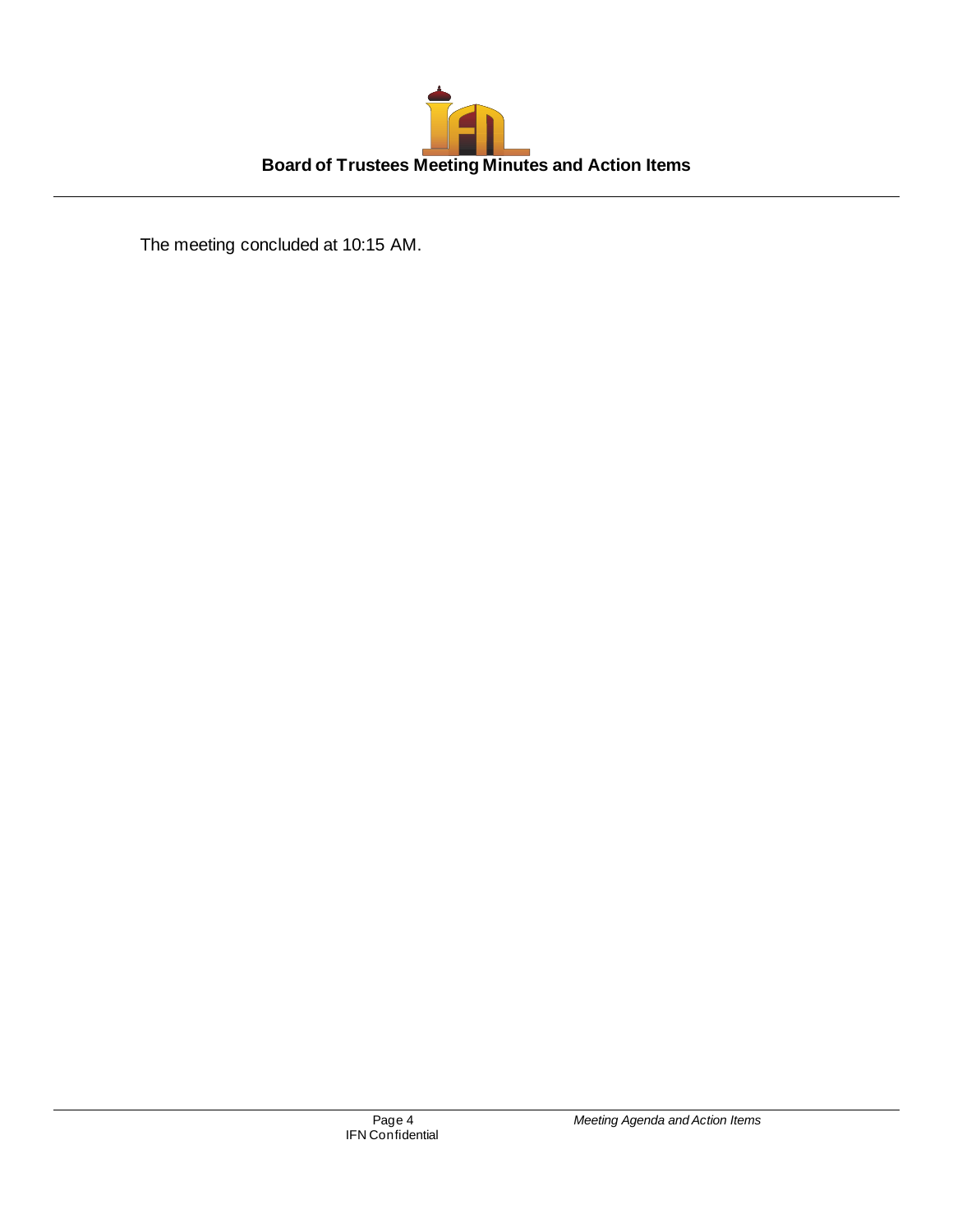The meeting concluded at 10:15 AM.